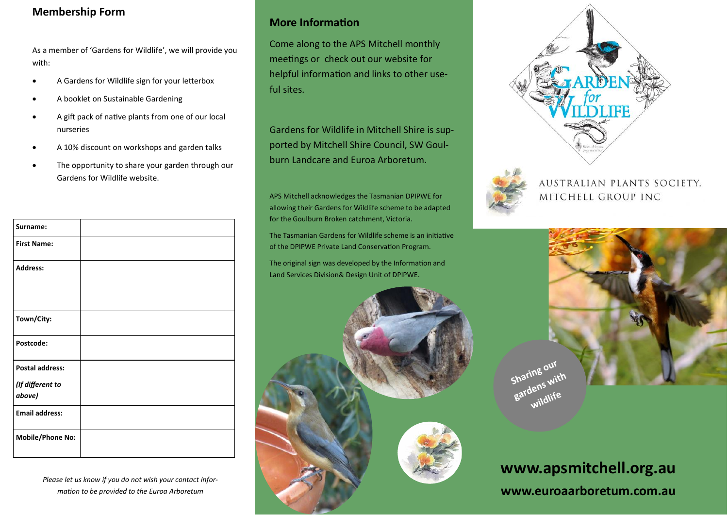## Membership Form

As a member of 'Gardens for Wildlife', we will provide you with:

- A Gardens for Wildlife sign for your letterbox
- A booklet on Sustainable Gardening
- A gift pack of native plants from one of our local nurseries
- A 10% discount on workshops and garden talks
- The opportunity to share your garden through our Gardens for Wildlife website.

| Surname: | |
|---|---|
| First Name: | |
| Address: | |
| Town/City: | |
| Postcode: | |
| Postal address: *(If different to above)* | |
| Email address: | |
| Mobile/Phone No: | |

*Please let us know if you do not wish your contact information to be provided to the Euroa Arboretum*

## More Information

Come along to the APS Mitchell monthly meetings or check out our website for helpful information and links to other useful sites.

Gardens for Wildlife in Mitchell Shire is supported by Mitchell Shire Council, SW Goulburn Landcare and Euroa Arboretum.

APS Mitchell acknowledges the Tasmanian DPIPWE for allowing their Gardens for Wildlife scheme to be adapted for the Goulburn Broken catchment, Victoria.

The Tasmanian Gardens for Wildlife scheme is an initiative of the DPIPWE Private Land Conservation Program.

The original sign was developed by the Information and Land Services Division& Design Unit of DPIPWE.

GARDEN for WILDLIFE

AUSTRALIAN PLANTS SOCIETY, MITCHELL GROUP INC

Sharing our gardens with wildlife

**www.apsmitchell.org.au**

**www.euroaarboretum.com.au**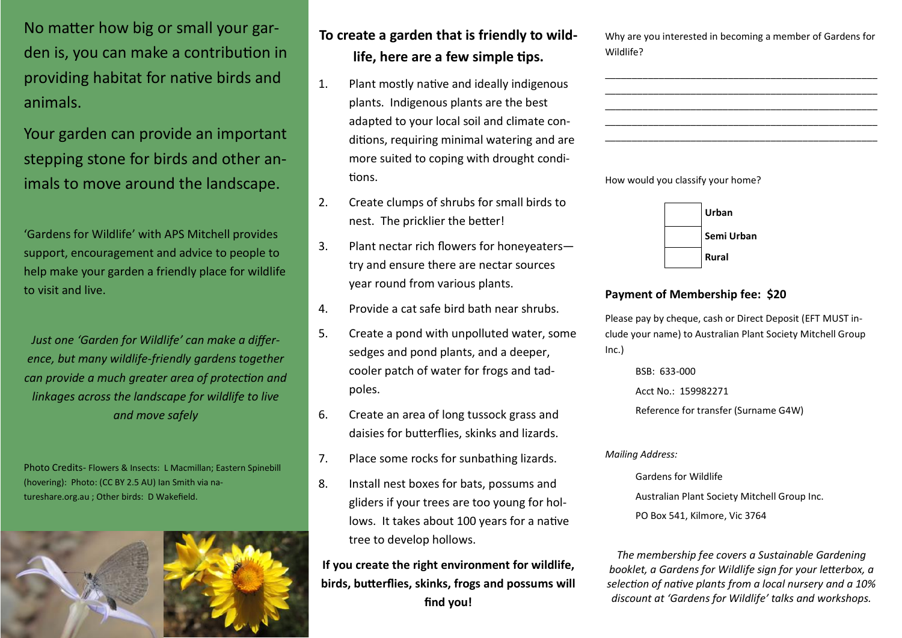No matter how big or small your garden is, you can make a contribution in providing habitat for native birds and animals.

Your garden can provide an important stepping stone for birds and other animals to move around the landscape.

'Gardens for Wildlife' with APS Mitchell provides support, encouragement and advice to people to help make your garden a friendly place for wildlife to visit and live.

*Just one 'Garden for Wildlife' can make a difference, but many wildlife-friendly gardens together can provide a much greater area of protection and linkages across the landscape for wildlife to live and move safely*

Photo Credits- Flowers & Insects: L Macmillan; Eastern Spinebill (hovering): Photo: (CC BY 2.5 AU) Ian Smith via natureshare.org.au ; Other birds: D Wakefield.

## To create a garden that is friendly to wildlife, here are a few simple tips.

1. Plant mostly native and ideally indigenous plants. Indigenous plants are the best adapted to your local soil and climate conditions, requiring minimal watering and are more suited to coping with drought conditions.
2. Create clumps of shrubs for small birds to nest. The pricklier the better!
3. Plant nectar rich flowers for honeyeaters—try and ensure there are nectar sources year round from various plants.
4. Provide a cat safe bird bath near shrubs.
5. Create a pond with unpolluted water, some sedges and pond plants, and a deeper, cooler patch of water for frogs and tadpoles.
6. Create an area of long tussock grass and daisies for butterflies, skinks and lizards.
7. Place some rocks for sunbathing lizards.
8. Install nest boxes for bats, possums and gliders if your trees are too young for hollows. It takes about 100 years for a native tree to develop hollows.

**If you create the right environment for wildlife, birds, butterflies, skinks, frogs and possums will find you!**

Why are you interested in becoming a member of Gardens for Wildlife?

_______________________________________________

_______________________________________________

_______________________________________________

_______________________________________________

_______________________________________________

How would you classify your home?

| | |
|---|---|
| ☐ | **Urban** |
| ☐ | **Semi Urban** |
| ☐ | **Rural** |

**Payment of Membership fee: $20**

Please pay by cheque, cash or Direct Deposit (EFT MUST include your name) to Australian Plant Society Mitchell Group Inc.)

BSB: 633-000

Acct No.: 159982271

Reference for transfer (Surname G4W)

*Mailing Address:*

Gardens for Wildlife

Australian Plant Society Mitchell Group Inc.

PO Box 541, Kilmore, Vic 3764

*The membership fee covers a Sustainable Gardening booklet, a Gardens for Wildlife sign for your letterbox, a selection of native plants from a local nursery and a 10% discount at 'Gardens for Wildlife' talks and workshops.*